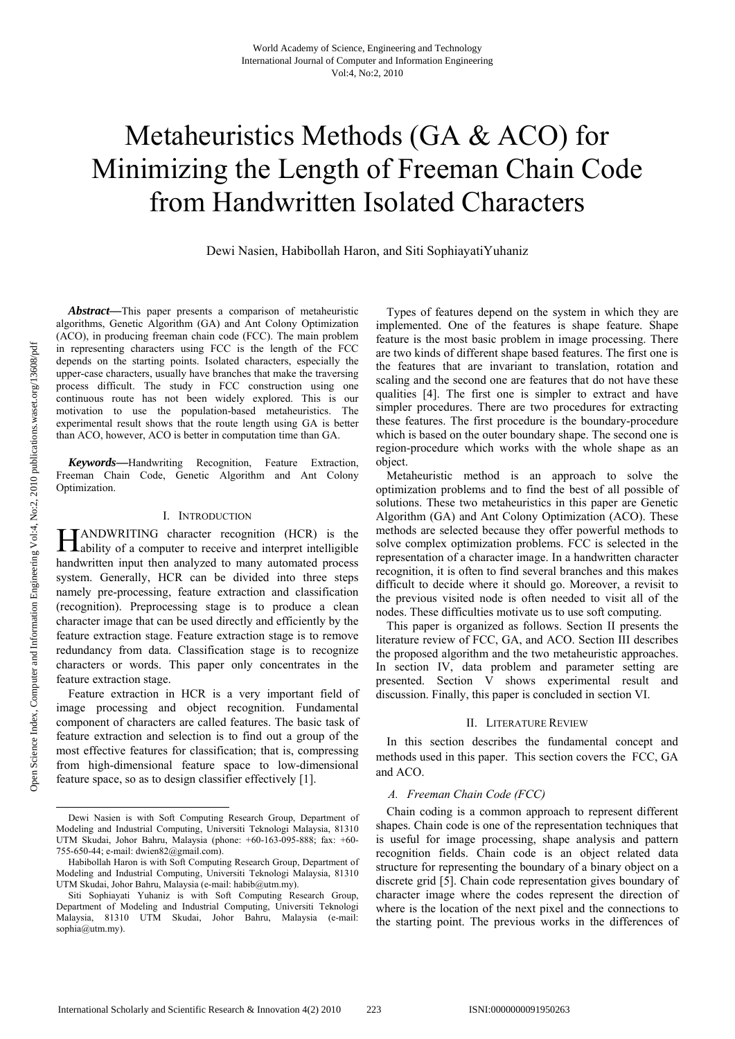# Metaheuristics Methods (GA & ACO) for Minimizing the Length of Freeman Chain Code from Handwritten Isolated Characters

Dewi Nasien, Habibollah Haron, and Siti SophiayatiYuhaniz

***Abstract*—**This paper presents a comparison of metaheuristic algorithms, Genetic Algorithm (GA) and Ant Colony Optimization (ACO), in producing freeman chain code (FCC). The main problem in representing characters using FCC is the length of the FCC depends on the starting points. Isolated characters, especially the upper-case characters, usually have branches that make the traversing process difficult. The study in FCC construction using one continuous route has not been widely explored. This is our motivation to use the population-based metaheuristics. The experimental result shows that the route length using GA is better than ACO, however, ACO is better in computation time than GA.

***Keywords*—**Handwriting Recognition, Feature Extraction, Freeman Chain Code, Genetic Algorithm and Ant Colony Optimization.

## I. Introduction

HANDWRITING character recognition (HCR) is the ability of a computer to receive and interpret intelligible handwritten input then analyzed to many automated process system. Generally, HCR can be divided into three steps namely pre-processing, feature extraction and classification (recognition). Preprocessing stage is to produce a clean character image that can be used directly and efficiently by the feature extraction stage. Feature extraction stage is to remove redundancy from data. Classification stage is to recognize characters or words. This paper only concentrates in the feature extraction stage.

Feature extraction in HCR is a very important field of image processing and object recognition. Fundamental component of characters are called features. The basic task of feature extraction and selection is to find out a group of the most effective features for classification; that is, compressing from high-dimensional feature space to low-dimensional feature space, so as to design classifier effectively [1].

Dewi Nasien is with Soft Computing Research Group, Department of Modeling and Industrial Computing, Universiti Teknologi Malaysia, 81310 UTM Skudai, Johor Bahru, Malaysia (phone: +60-163-095-888; fax: +60-755-650-44; e-mail: dwien82@gmail.com).

Habibollah Haron is with Soft Computing Research Group, Department of Modeling and Industrial Computing, Universiti Teknologi Malaysia, 81310 UTM Skudai, Johor Bahru, Malaysia (e-mail: habib@utm.my).

Siti Sophiayati Yuhaniz is with Soft Computing Research Group, Department of Modeling and Industrial Computing, Universiti Teknologi Malaysia, 81310 UTM Skudai, Johor Bahru, Malaysia (e-mail: sophia@utm.my).

Types of features depend on the system in which they are implemented. One of the features is shape feature. Shape feature is the most basic problem in image processing. There are two kinds of different shape based features. The first one is the features that are invariant to translation, rotation and scaling and the second one are features that do not have these qualities [4]. The first one is simpler to extract and have simpler procedures. There are two procedures for extracting these features. The first procedure is the boundary-procedure which is based on the outer boundary shape. The second one is region-procedure which works with the whole shape as an object.

Metaheuristic method is an approach to solve the optimization problems and to find the best of all possible of solutions. These two metaheuristics in this paper are Genetic Algorithm (GA) and Ant Colony Optimization (ACO). These methods are selected because they offer powerful methods to solve complex optimization problems. FCC is selected in the representation of a character image. In a handwritten character recognition, it is often to find several branches and this makes difficult to decide where it should go. Moreover, a revisit to the previous visited node is often needed to visit all of the nodes. These difficulties motivate us to use soft computing.

This paper is organized as follows. Section II presents the literature review of FCC, GA, and ACO. Section III describes the proposed algorithm and the two metaheuristic approaches. In section IV, data problem and parameter setting are presented. Section V shows experimental result and discussion. Finally, this paper is concluded in section VI.

## II. Literature Review

In this section describes the fundamental concept and methods used in this paper. This section covers the FCC, GA and ACO.

### *A. Freeman Chain Code (FCC)*

Chain coding is a common approach to represent different shapes. Chain code is one of the representation techniques that is useful for image processing, shape analysis and pattern recognition fields. Chain code is an object related data structure for representing the boundary of a binary object on a discrete grid [5]. Chain code representation gives boundary of character image where the codes represent the direction of where is the location of the next pixel and the connections to the starting point. The previous works in the differences of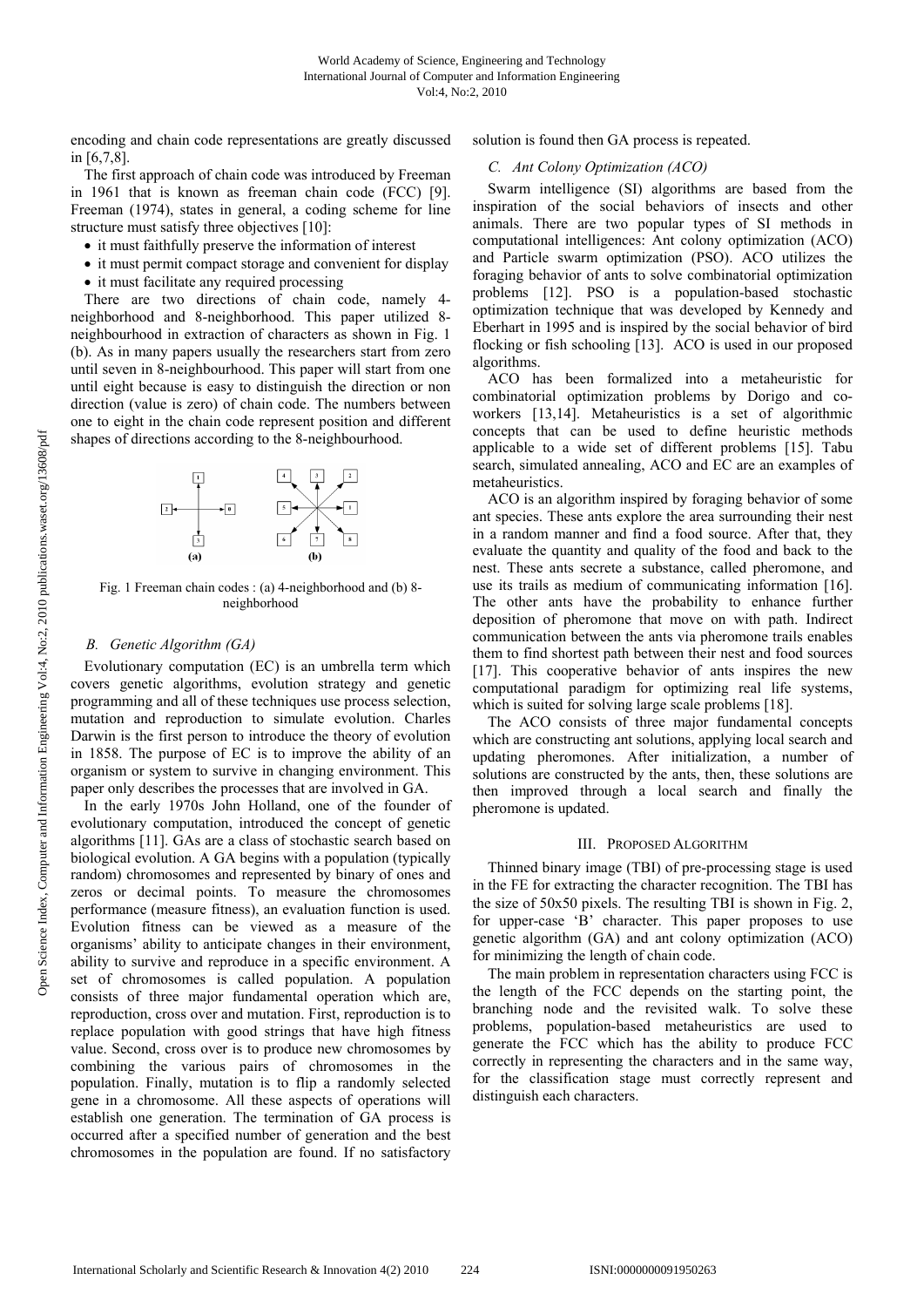encoding and chain code representations are greatly discussed in [6,7,8].

The first approach of chain code was introduced by Freeman in 1961 that is known as freeman chain code (FCC) [9]. Freeman (1974), states in general, a coding scheme for line structure must satisfy three objectives [10]:

- it must faithfully preserve the information of interest
- it must permit compact storage and convenient for display
- it must facilitate any required processing

There are two directions of chain code, namely 4-neighborhood and 8-neighborhood. This paper utilized 8-neighbourhood in extraction of characters as shown in Fig. 1 (b). As in many papers usually the researchers start from zero until seven in 8-neighbourhood. This paper will start from one until eight because is easy to distinguish the direction or non direction (value is zero) of chain code. The numbers between one to eight in the chain code represent position and different shapes of directions according to the 8-neighbourhood.

Fig. 1 Freeman chain codes : (a) 4-neighborhood and (b) 8-neighborhood

### B. Genetic Algorithm (GA)

Evolutionary computation (EC) is an umbrella term which covers genetic algorithms, evolution strategy and genetic programming and all of these techniques use process selection, mutation and reproduction to simulate evolution. Charles Darwin is the first person to introduce the theory of evolution in 1858. The purpose of EC is to improve the ability of an organism or system to survive in changing environment. This paper only describes the processes that are involved in GA.

In the early 1970s John Holland, one of the founder of evolutionary computation, introduced the concept of genetic algorithms [11]. GAs are a class of stochastic search based on biological evolution. A GA begins with a population (typically random) chromosomes and represented by binary of ones and zeros or decimal points. To measure the chromosomes performance (measure fitness), an evaluation function is used. Evolution fitness can be viewed as a measure of the organisms' ability to anticipate changes in their environment, ability to survive and reproduce in a specific environment. A set of chromosomes is called population. A population consists of three major fundamental operation which are, reproduction, cross over and mutation. First, reproduction is to replace population with good strings that have high fitness value. Second, cross over is to produce new chromosomes by combining the various pairs of chromosomes in the population. Finally, mutation is to flip a randomly selected gene in a chromosome. All these aspects of operations will establish one generation. The termination of GA process is occurred after a specified number of generation and the best chromosomes in the population are found. If no satisfactory solution is found then GA process is repeated.

### C. Ant Colony Optimization (ACO)

Swarm intelligence (SI) algorithms are based from the inspiration of the social behaviors of insects and other animals. There are two popular types of SI methods in computational intelligences: Ant colony optimization (ACO) and Particle swarm optimization (PSO). ACO utilizes the foraging behavior of ants to solve combinatorial optimization problems [12]. PSO is a population-based stochastic optimization technique that was developed by Kennedy and Eberhart in 1995 and is inspired by the social behavior of bird flocking or fish schooling [13]. ACO is used in our proposed algorithms.

ACO has been formalized into a metaheuristic for combinatorial optimization problems by Dorigo and co-workers [13,14]. Metaheuristics is a set of algorithmic concepts that can be used to define heuristic methods applicable to a wide set of different problems [15]. Tabu search, simulated annealing, ACO and EC are an examples of metaheuristics.

ACO is an algorithm inspired by foraging behavior of some ant species. These ants explore the area surrounding their nest in a random manner and find a food source. After that, they evaluate the quantity and quality of the food and back to the nest. These ants secrete a substance, called pheromone, and use its trails as medium of communicating information [16]. The other ants have the probability to enhance further deposition of pheromone that move on with path. Indirect communication between the ants via pheromone trails enables them to find shortest path between their nest and food sources [17]. This cooperative behavior of ants inspires the new computational paradigm for optimizing real life systems, which is suited for solving large scale problems [18].

The ACO consists of three major fundamental concepts which are constructing ant solutions, applying local search and updating pheromones. After initialization, a number of solutions are constructed by the ants, then, these solutions are then improved through a local search and finally the pheromone is updated.

## III. Proposed Algorithm

Thinned binary image (TBI) of pre-processing stage is used in the FE for extracting the character recognition. The TBI has the size of 50x50 pixels. The resulting TBI is shown in Fig. 2, for upper-case 'B' character. This paper proposes to use genetic algorithm (GA) and ant colony optimization (ACO) for minimizing the length of chain code.

The main problem in representation characters using FCC is the length of the FCC depends on the starting point, the branching node and the revisited walk. To solve these problems, population-based metaheuristics are used to generate the FCC which has the ability to produce FCC correctly in representing the characters and in the same way, for the classification stage must correctly represent and distinguish each characters.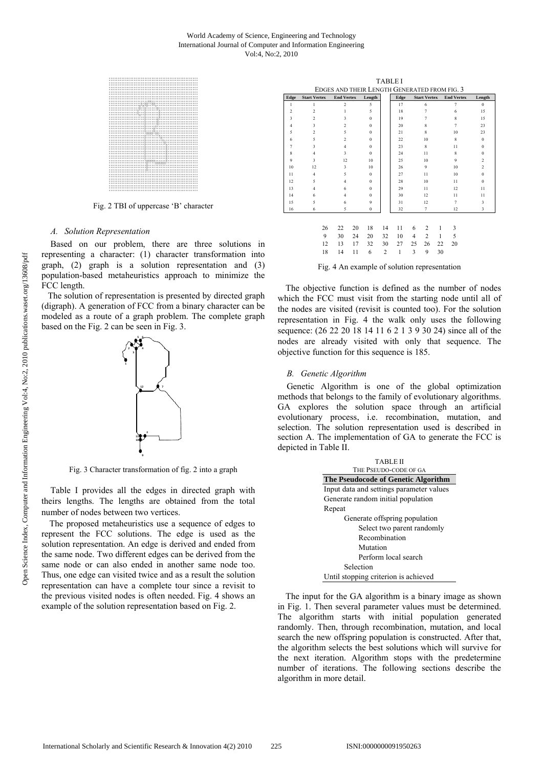Fig. 2 TBI of uppercase 'B' character

### A. Solution Representation

Based on our problem, there are three solutions in representing a character: (1) character transformation into graph, (2) graph is a solution representation and (3) population-based metaheuristics approach to minimize the FCC length.

The solution of representation is presented by directed graph (digraph). A generation of FCC from a binary character can be modeled as a route of a graph problem. The complete graph based on the Fig. 2 can be seen in Fig. 3.

Fig. 3 Character transformation of fig. 2 into a graph

Table I provides all the edges in directed graph with theirs lengths. The lengths are obtained from the total number of nodes between two vertices.

The proposed metaheuristics use a sequence of edges to represent the FCC solutions. The edge is used as the solution representation. An edge is derived and ended from the same node. Two different edges can be derived from the same node or can also ended in another same node too. Thus, one edge can visited twice and as a result the solution representation can have a complete tour since a revisit to the previous visited nodes is often needed. Fig. 4 shows an example of the solution representation based on Fig. 2.

TABLE I
EDGES AND THEIR LENGTH GENERATED FROM FIG. 3

| Edge | Start Vertex | End Vertex | Length | Edge | Start Vertex | End Vertex | Length |
|---|---|---|---|---|---|---|---|
| 1 | 1 | 2 | 5 | 17 | 6 | 7 | 0 |
| 2 | 2 | 1 | 5 | 18 | 7 | 6 | 15 |
| 3 | 2 | 3 | 0 | 19 | 7 | 8 | 15 |
| 4 | 3 | 2 | 0 | 20 | 8 | 7 | 23 |
| 5 | 2 | 5 | 0 | 21 | 8 | 10 | 23 |
| 6 | 5 | 2 | 0 | 22 | 10 | 8 | 0 |
| 7 | 3 | 4 | 0 | 23 | 8 | 11 | 0 |
| 8 | 4 | 3 | 0 | 24 | 11 | 8 | 0 |
| 9 | 3 | 12 | 10 | 25 | 10 | 9 | 2 |
| 10 | 12 | 3 | 10 | 26 | 9 | 10 | 2 |
| 11 | 4 | 5 | 0 | 27 | 11 | 10 | 0 |
| 12 | 5 | 4 | 0 | 28 | 10 | 11 | 0 |
| 13 | 4 | 6 | 0 | 29 | 11 | 12 | 11 |
| 14 | 6 | 4 | 0 | 30 | 12 | 11 | 11 |
| 15 | 5 | 6 | 9 | 31 | 12 | 7 | 3 |
| 16 | 6 | 5 | 0 | 32 | 7 | 12 | 3 |

```
26  22  20  18  14  11   6   2   1   3
 9  30  24  20  32  10   4   2   1   5
12  13  17  32  30  27  25  26  22  20
18  14  11   6   2   1   3   9  30
```

Fig. 4 An example of solution representation

The objective function is defined as the number of nodes which the FCC must visit from the starting node until all of the nodes are visited (revisit is counted too). For the solution representation in Fig. 4 the walk only uses the following sequence: (26 22 20 18 14 11 6 2 1 3 9 30 24) since all of the nodes are already visited with only that sequence. The objective function for this sequence is 185.

### B. Genetic Algorithm

Genetic Algorithm is one of the global optimization methods that belongs to the family of evolutionary algorithms. GA explores the solution space through an artificial evolutionary process, i.e. recombination, mutation, and selection. The solution representation used is described in section A. The implementation of GA to generate the FCC is depicted in Table II.

TABLE II
THE PSEUDO-CODE OF GA

| The Pseudocode of Genetic Algorithm |
|---|
| Input data and settings parameter values |
| Generate random initial population |
| Repeat |
| &nbsp;&nbsp;&nbsp;&nbsp;Generate offspring population |
| &nbsp;&nbsp;&nbsp;&nbsp;&nbsp;&nbsp;&nbsp;&nbsp;Select two parent randomly |
| &nbsp;&nbsp;&nbsp;&nbsp;&nbsp;&nbsp;&nbsp;&nbsp;Recombination |
| &nbsp;&nbsp;&nbsp;&nbsp;&nbsp;&nbsp;&nbsp;&nbsp;Mutation |
| &nbsp;&nbsp;&nbsp;&nbsp;&nbsp;&nbsp;&nbsp;&nbsp;Perform local search |
| &nbsp;&nbsp;&nbsp;&nbsp;Selection |
| Until stopping criterion is achieved |

The input for the GA algorithm is a binary image as shown in Fig. 1. Then several parameter values must be determined. The algorithm starts with initial population generated randomly. Then, through recombination, mutation, and local search the new offspring population is constructed. After that, the algorithm selects the best solutions which will survive for the next iteration. Algorithm stops with the predetermine number of iterations. The following sections describe the algorithm in more detail.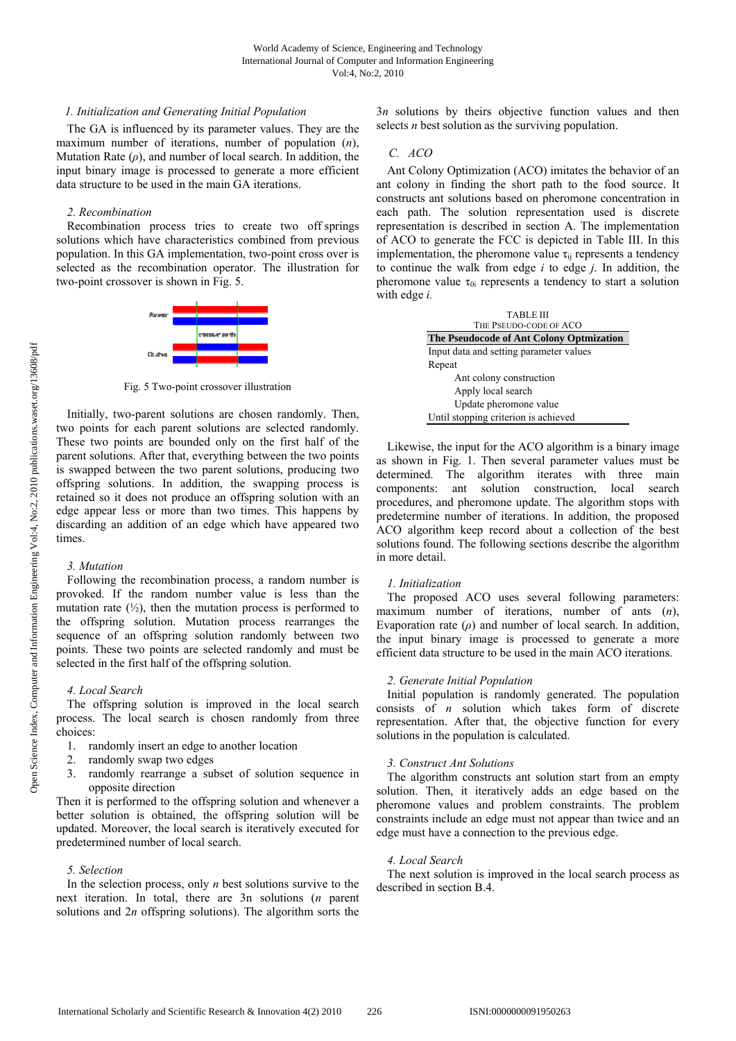#### 1. Initialization and Generating Initial Population

The GA is influenced by its parameter values. They are the maximum number of iterations, number of population ($n$), Mutation Rate ($\rho$), and number of local search. In addition, the input binary image is processed to generate a more efficient data structure to be used in the main GA iterations.

#### 2. Recombination

Recombination process tries to create two off springs solutions which have characteristics combined from previous population. In this GA implementation, two-point cross over is selected as the recombination operator. The illustration for two-point crossover is shown in Fig. 5.

Fig. 5 Two-point crossover illustration

Initially, two-parent solutions are chosen randomly. Then, two points for each parent solutions are selected randomly. These two points are bounded only on the first half of the parent solutions. After that, everything between the two points is swapped between the two parent solutions, producing two offspring solutions. In addition, the swapping process is retained so it does not produce an offspring solution with an edge appear less or more than two times. This happens by discarding an addition of an edge which have appeared two times.

#### 3. Mutation

Following the recombination process, a random number is provoked. If the random number value is less than the mutation rate (½), then the mutation process is performed to the offspring solution. Mutation process rearranges the sequence of an offspring solution randomly between two points. These two points are selected randomly and must be selected in the first half of the offspring solution.

#### 4. Local Search

The offspring solution is improved in the local search process. The local search is chosen randomly from three choices:

1. randomly insert an edge to another location
2. randomly swap two edges
3. randomly rearrange a subset of solution sequence in opposite direction

Then it is performed to the offspring solution and whenever a better solution is obtained, the offspring solution will be updated. Moreover, the local search is iteratively executed for predetermined number of local search.

#### 5. Selection

In the selection process, only $n$ best solutions survive to the next iteration. In total, there are 3n solutions ($n$ parent solutions and $2n$ offspring solutions). The algorithm sorts the $3n$ solutions by theirs objective function values and then selects $n$ best solution as the surviving population.

### C. ACO

Ant Colony Optimization (ACO) imitates the behavior of an ant colony in finding the short path to the food source. It constructs ant solutions based on pheromone concentration in each path. The solution representation used is discrete representation is described in section A. The implementation of ACO to generate the FCC is depicted in Table III. In this implementation, the pheromone value $\tau_{ij}$ represents a tendency to continue the walk from edge $i$ to edge $j$. In addition, the pheromone value $\tau_{0i}$ represents a tendency to start a solution with edge $i$.

TABLE III
THE PSEUDO-CODE OF ACO

| **The Pseudocode of Ant Colony Optmization** |
|---|
| Input data and setting parameter values |
| Repeat |
| &nbsp;&nbsp;&nbsp;&nbsp;Ant colony construction |
| &nbsp;&nbsp;&nbsp;&nbsp;Apply local search |
| &nbsp;&nbsp;&nbsp;&nbsp;Update pheromone value |
| Until stopping criterion is achieved |

Likewise, the input for the ACO algorithm is a binary image as shown in Fig. 1. Then several parameter values must be determined. The algorithm iterates with three main components: ant solution construction, local search procedures, and pheromone update. The algorithm stops with predetermine number of iterations. In addition, the proposed ACO algorithm keep record about a collection of the best solutions found. The following sections describe the algorithm in more detail.

#### 1. Initialization

The proposed ACO uses several following parameters: maximum number of iterations, number of ants ($n$), Evaporation rate ($\rho$) and number of local search. In addition, the input binary image is processed to generate a more efficient data structure to be used in the main ACO iterations.

#### 2. Generate Initial Population

Initial population is randomly generated. The population consists of $n$ solution which takes form of discrete representation. After that, the objective function for every solutions in the population is calculated.

#### 3. Construct Ant Solutions

The algorithm constructs ant solution start from an empty solution. Then, it iteratively adds an edge based on the pheromone values and problem constraints. The problem constraints include an edge must not appear than twice and an edge must have a connection to the previous edge.

#### 4. Local Search

The next solution is improved in the local search process as described in section B.4.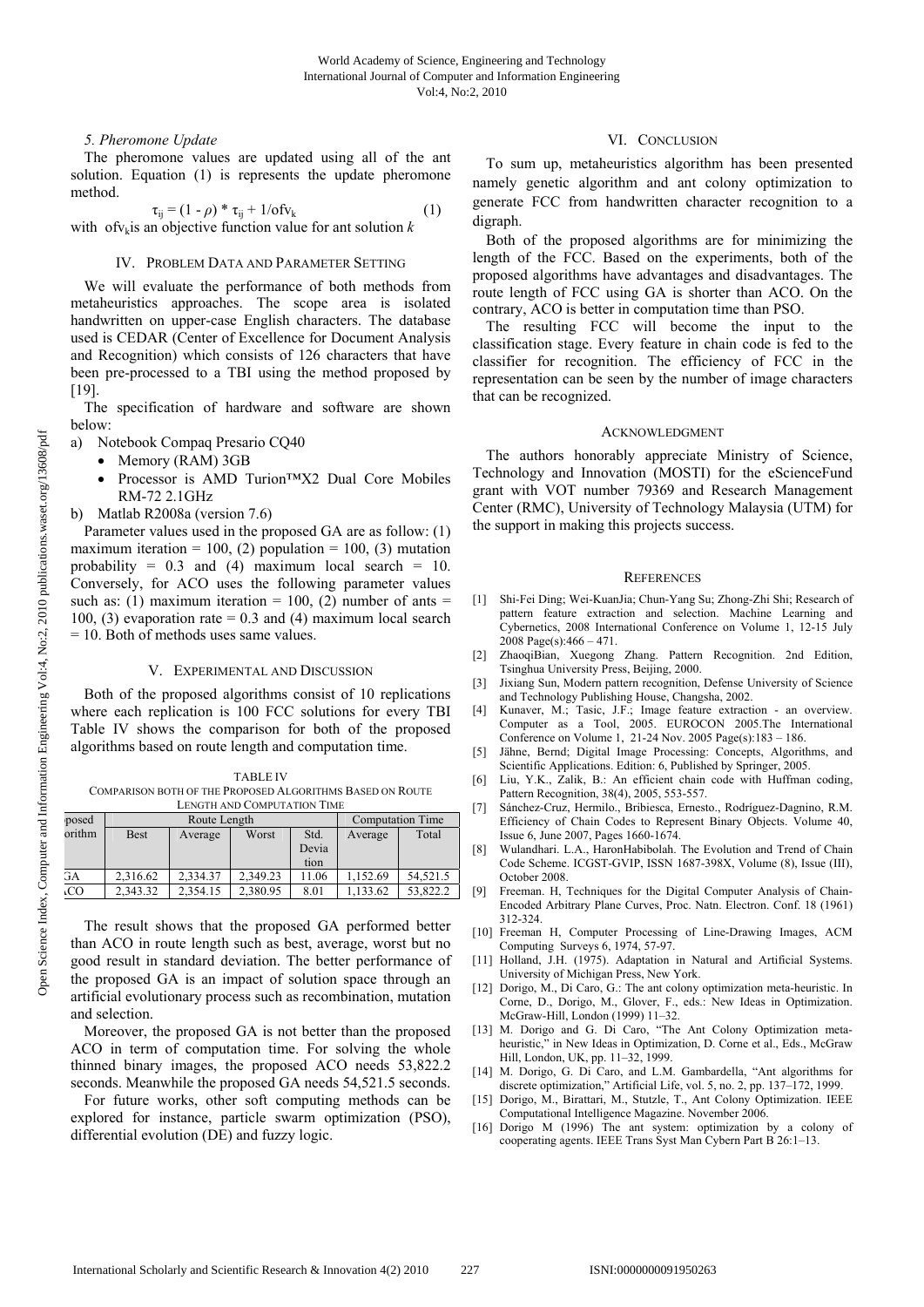*5. Pheromone Update*

The pheromone values are updated using all of the ant solution. Equation (1) is represents the update pheromone method.

$$\tau_{ij} = (1 - \rho) * \tau_{ij} + 1/ofv_k \quad (1)$$

with $ofv_k$ is an objective function value for ant solution $k$

## IV. Problem Data and Parameter Setting

We will evaluate the performance of both methods from metaheuristics approaches. The scope area is isolated handwritten on upper-case English characters. The database used is CEDAR (Center of Excellence for Document Analysis and Recognition) which consists of 126 characters that have been pre-processed to a TBI using the method proposed by [19].

The specification of hardware and software are shown below:

a) Notebook Compaq Presario CQ40
   - Memory (RAM) 3GB
   - Processor is AMD Turion™X2 Dual Core Mobiles RM-72 2.1GHz

b) Matlab R2008a (version 7.6)

Parameter values used in the proposed GA are as follow: (1) maximum iteration = 100, (2) population = 100, (3) mutation probability = 0.3 and (4) maximum local search = 10. Conversely, for ACO uses the following parameter values such as: (1) maximum iteration = 100, (2) number of ants = 100, (3) evaporation rate = 0.3 and (4) maximum local search = 10. Both of methods uses same values.

## V. Experimental and Discussion

Both of the proposed algorithms consist of 10 replications where each replication is 100 FCC solutions for every TBI Table IV shows the comparison for both of the proposed algorithms based on route length and computation time.

TABLE IV
COMPARISON BOTH OF THE PROPOSED ALGORITHMS BASED ON ROUTE LENGTH AND COMPUTATION TIME

| posed orithm | Route Length | | | | Computation Time | |
|---|---|---|---|---|---|---|
| | Best | Average | Worst | Std. Deviation | Average | Total |
| GA | 2,316.62 | 2,334.37 | 2,349.23 | 11.06 | 1,152.69 | 54,521.5 |
| ACO | 2,343.32 | 2,354.15 | 2,380.95 | 8.01 | 1,133.62 | 53,822.2 |

The result shows that the proposed GA performed better than ACO in route length such as best, average, worst but no good result in standard deviation. The better performance of the proposed GA is an impact of solution space through an artificial evolutionary process such as recombination, mutation and selection.

Moreover, the proposed GA is not better than the proposed ACO in term of computation time. For solving the whole thinned binary images, the proposed ACO needs 53,822.2 seconds. Meanwhile the proposed GA needs 54,521.5 seconds.

For future works, other soft computing methods can be explored for instance, particle swarm optimization (PSO), differential evolution (DE) and fuzzy logic.

## VI. Conclusion

To sum up, metaheuristics algorithm has been presented namely genetic algorithm and ant colony optimization to generate FCC from handwritten character recognition to a digraph.

Both of the proposed algorithms are for minimizing the length of the FCC. Based on the experiments, both of the proposed algorithms have advantages and disadvantages. The route length of FCC using GA is shorter than ACO. On the contrary, ACO is better in computation time than PSO.

The resulting FCC will become the input to the classification stage. Every feature in chain code is fed to the classifier for recognition. The efficiency of FCC in the representation can be seen by the number of image characters that can be recognized.

## Acknowledgment

The authors honorably appreciate Ministry of Science, Technology and Innovation (MOSTI) for the eScienceFund grant with VOT number 79369 and Research Management Center (RMC), University of Technology Malaysia (UTM) for the support in making this projects success.

## References

[1] Shi-Fei Ding; Wei-KuanJia; Chun-Yang Su; Zhong-Zhi Shi; Research of pattern feature extraction and selection. Machine Learning and Cybernetics, 2008 International Conference on Volume 1, 12-15 July 2008 Page(s):466 – 471.

[2] ZhaoqiBian, Xuegong Zhang. Pattern Recognition. 2nd Edition, Tsinghua University Press, Beijing, 2000.

[3] Jixiang Sun, Modern pattern recognition, Defense University of Science and Technology Publishing House, Changsha, 2002.

[4] Kunaver, M.; Tasic, J.F.; Image feature extraction - an overview. Computer as a Tool, 2005. EUROCON 2005.The International Conference on Volume 1, 21-24 Nov. 2005 Page(s):183 – 186.

[5] Jähne, Bernd; Digital Image Processing: Concepts, Algorithms, and Scientific Applications. Edition: 6, Published by Springer, 2005.

[6] Liu, Y.K., Zalik, B.: An efficient chain code with Huffman coding, Pattern Recognition, 38(4), 2005, 553-557.

[7] Sánchez-Cruz, Hermilo., Bribiesca, Ernesto., Rodríguez-Dagnino, R.M. Efficiency of Chain Codes to Represent Binary Objects. Volume 40, Issue 6, June 2007, Pages 1660-1674.

[8] Wulandhari. L.A., HaronHabibolah. The Evolution and Trend of Chain Code Scheme. ICGST-GVIP, ISSN 1687-398X, Volume (8), Issue (III), October 2008.

[9] Freeman. H, Techniques for the Digital Computer Analysis of Chain-Encoded Arbitrary Plane Curves, Proc. Natn. Electron. Conf. 18 (1961) 312-324.

[10] Freeman H, Computer Processing of Line-Drawing Images, ACM Computing Surveys 6, 1974, 57-97.

[11] Holland, J.H. (1975). Adaptation in Natural and Artificial Systems. University of Michigan Press, New York.

[12] Dorigo, M., Di Caro, G.: The ant colony optimization meta-heuristic. In Corne, D., Dorigo, M., Glover, F., eds.: New Ideas in Optimization. McGraw-Hill, London (1999) 11–32.

[13] M. Dorigo and G. Di Caro, "The Ant Colony Optimization meta-heuristic," in New Ideas in Optimization, D. Corne et al., Eds., McGraw Hill, London, UK, pp. 11–32, 1999.

[14] M. Dorigo, G. Di Caro, and L.M. Gambardella, "Ant algorithms for discrete optimization," Artificial Life, vol. 5, no. 2, pp. 137–172, 1999.

[15] Dorigo, M., Birattari, M., Stutzle, T., Ant Colony Optimization. IEEE Computational Intelligence Magazine. November 2006.

[16] Dorigo M (1996) The ant system: optimization by a colony of cooperating agents. IEEE Trans Syst Man Cybern Part B 26:1–13.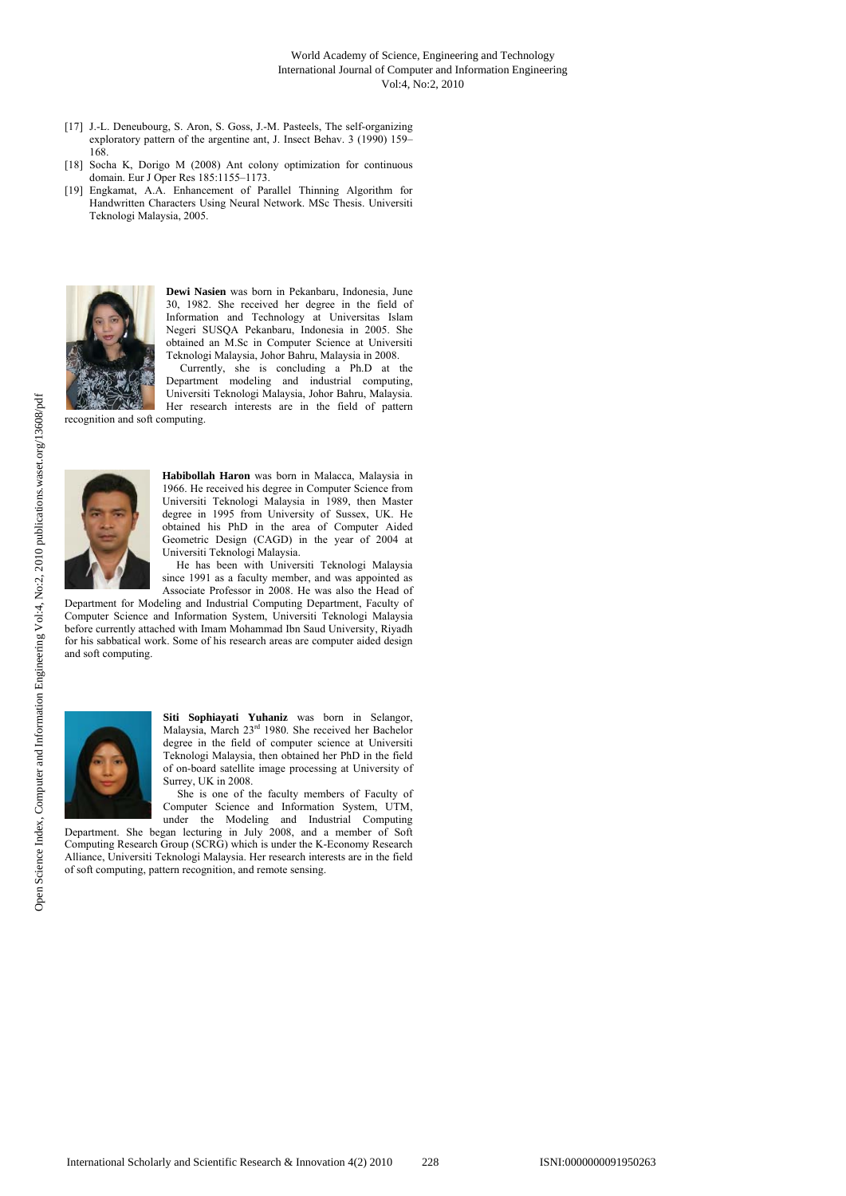[17] J.-L. Deneubourg, S. Aron, S. Goss, J.-M. Pasteels, The self-organizing exploratory pattern of the argentine ant, J. Insect Behav. 3 (1990) 159–168.

[18] Socha K, Dorigo M (2008) Ant colony optimization for continuous domain. Eur J Oper Res 185:1155–1173.

[19] Engkamat, A.A. Enhancement of Parallel Thinning Algorithm for Handwritten Characters Using Neural Network. MSc Thesis. Universiti Teknologi Malaysia, 2005.

**Dewi Nasien** was born in Pekanbaru, Indonesia, June 30, 1982. She received her degree in the field of Information and Technology at Universitas Islam Negeri SUSQA Pekanbaru, Indonesia in 2005. She obtained an M.Sc in Computer Science at Universiti Teknologi Malaysia, Johor Bahru, Malaysia in 2008.

Currently, she is concluding a Ph.D at the Department modeling and industrial computing, Universiti Teknologi Malaysia, Johor Bahru, Malaysia. Her research interests are in the field of pattern recognition and soft computing.

**Habibollah Haron** was born in Malacca, Malaysia in 1966. He received his degree in Computer Science from Universiti Teknologi Malaysia in 1989, then Master degree in 1995 from University of Sussex, UK. He obtained his PhD in the area of Computer Aided Geometric Design (CAGD) in the year of 2004 at Universiti Teknologi Malaysia.

He has been with Universiti Teknologi Malaysia since 1991 as a faculty member, and was appointed as Associate Professor in 2008. He was also the Head of Department for Modeling and Industrial Computing Department, Faculty of Computer Science and Information System, Universiti Teknologi Malaysia before currently attached with Imam Mohammad Ibn Saud University, Riyadh for his sabbatical work. Some of his research areas are computer aided design and soft computing.

**Siti Sophiayati Yuhaniz** was born in Selangor, Malaysia, March 23rd 1980. She received her Bachelor degree in the field of computer science at Universiti Teknologi Malaysia, then obtained her PhD in the field of on-board satellite image processing at University of Surrey, UK in 2008.

She is one of the faculty members of Faculty of Computer Science and Information System, UTM, under the Modeling and Industrial Computing Department. She began lecturing in July 2008, and a member of Soft Computing Research Group (SCRG) which is under the K-Economy Research Alliance, Universiti Teknologi Malaysia. Her research interests are in the field of soft computing, pattern recognition, and remote sensing.